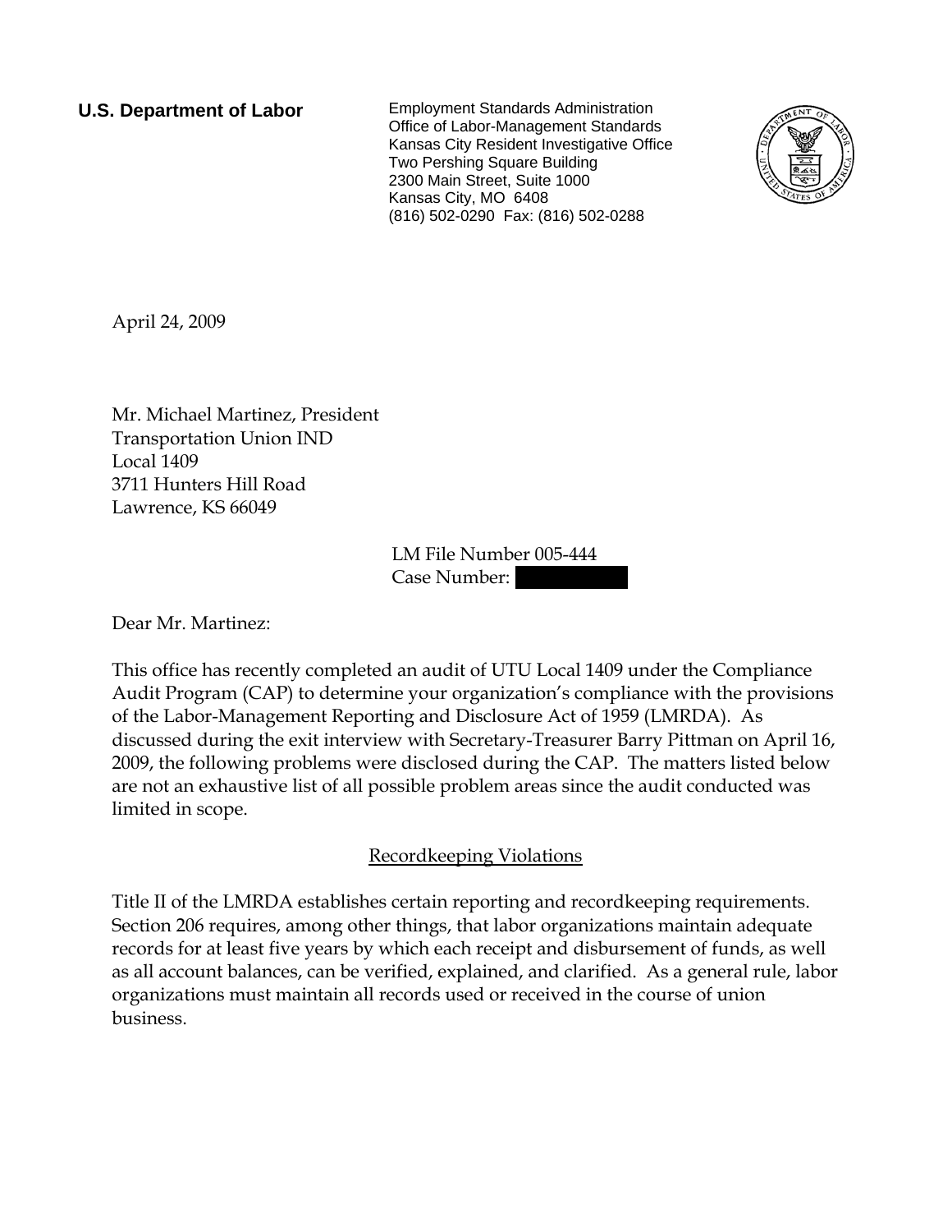**U.S. Department of Labor**

Employment Standards Administration
Office of Labor-Management Standards
Kansas City Resident Investigative Office
Two Pershing Square Building
2300 Main Street, Suite 1000
Kansas City, MO 6408
(816) 502-0290 Fax: (816) 502-0288

April 24, 2009

Mr. Michael Martinez, President
Transportation Union IND
Local 1409
3711 Hunters Hill Road
Lawrence, KS 66049

LM File Number 005-444
Case Number: 

Dear Mr. Martinez:

This office has recently completed an audit of UTU Local 1409 under the Compliance Audit Program (CAP) to determine your organization's compliance with the provisions of the Labor-Management Reporting and Disclosure Act of 1959 (LMRDA). As discussed during the exit interview with Secretary-Treasurer Barry Pittman on April 16, 2009, the following problems were disclosed during the CAP. The matters listed below are not an exhaustive list of all possible problem areas since the audit conducted was limited in scope.

## Recordkeeping Violations

Title II of the LMRDA establishes certain reporting and recordkeeping requirements. Section 206 requires, among other things, that labor organizations maintain adequate records for at least five years by which each receipt and disbursement of funds, as well as all account balances, can be verified, explained, and clarified. As a general rule, labor organizations must maintain all records used or received in the course of union business.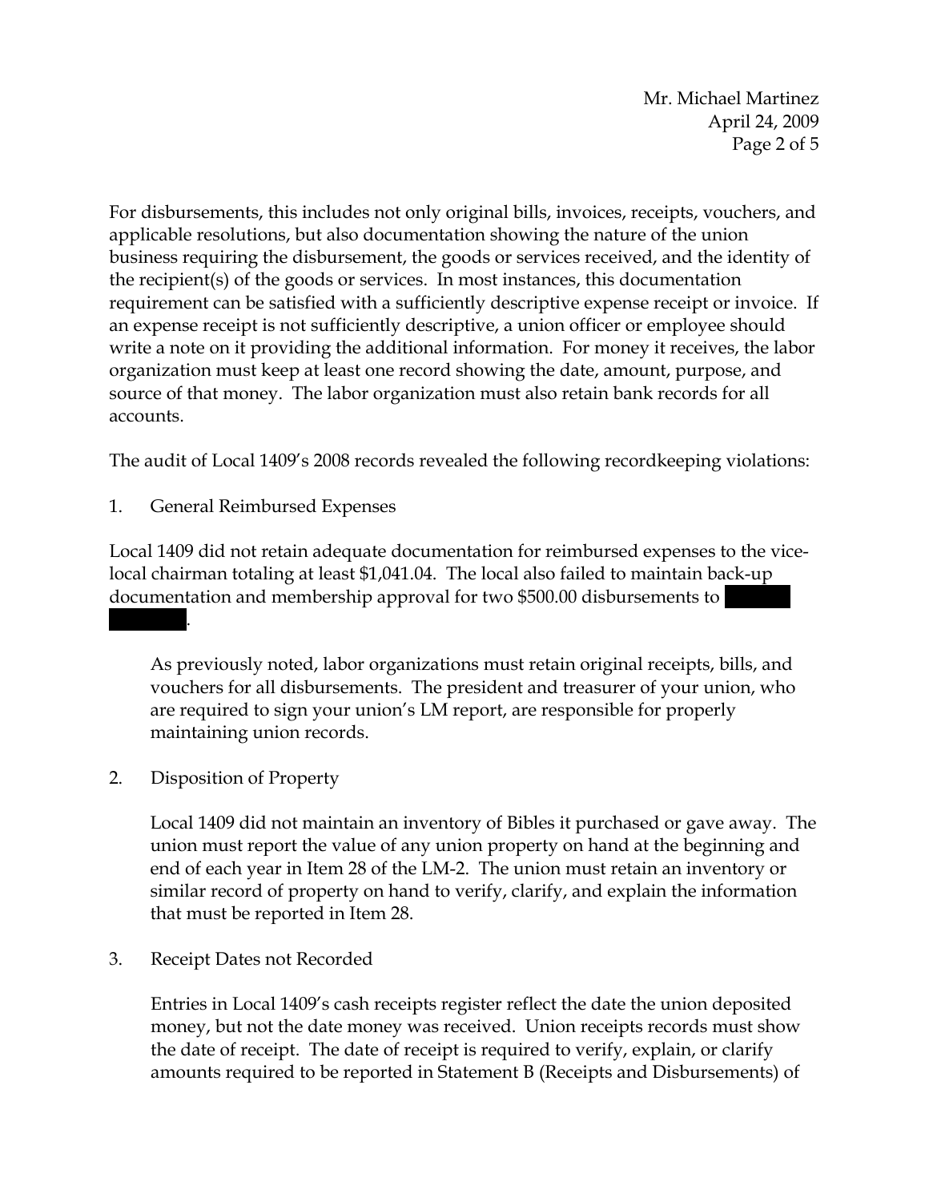For disbursements, this includes not only original bills, invoices, receipts, vouchers, and applicable resolutions, but also documentation showing the nature of the union business requiring the disbursement, the goods or services received, and the identity of the recipient(s) of the goods or services. In most instances, this documentation requirement can be satisfied with a sufficiently descriptive expense receipt or invoice. If an expense receipt is not sufficiently descriptive, a union officer or employee should write a note on it providing the additional information. For money it receives, the labor organization must keep at least one record showing the date, amount, purpose, and source of that money. The labor organization must also retain bank records for all accounts.

The audit of Local 1409's 2008 records revealed the following recordkeeping violations:

1. General Reimbursed Expenses

Local 1409 did not retain adequate documentation for reimbursed expenses to the vice-local chairman totaling at least $1,041.04. The local also failed to maintain back-up documentation and membership approval for two $500.00 disbursements to [REDACTED].

As previously noted, labor organizations must retain original receipts, bills, and vouchers for all disbursements. The president and treasurer of your union, who are required to sign your union's LM report, are responsible for properly maintaining union records.

2. Disposition of Property

Local 1409 did not maintain an inventory of Bibles it purchased or gave away. The union must report the value of any union property on hand at the beginning and end of each year in Item 28 of the LM-2. The union must retain an inventory or similar record of property on hand to verify, clarify, and explain the information that must be reported in Item 28.

3. Receipt Dates not Recorded

Entries in Local 1409's cash receipts register reflect the date the union deposited money, but not the date money was received. Union receipts records must show the date of receipt. The date of receipt is required to verify, explain, or clarify amounts required to be reported in Statement B (Receipts and Disbursements) of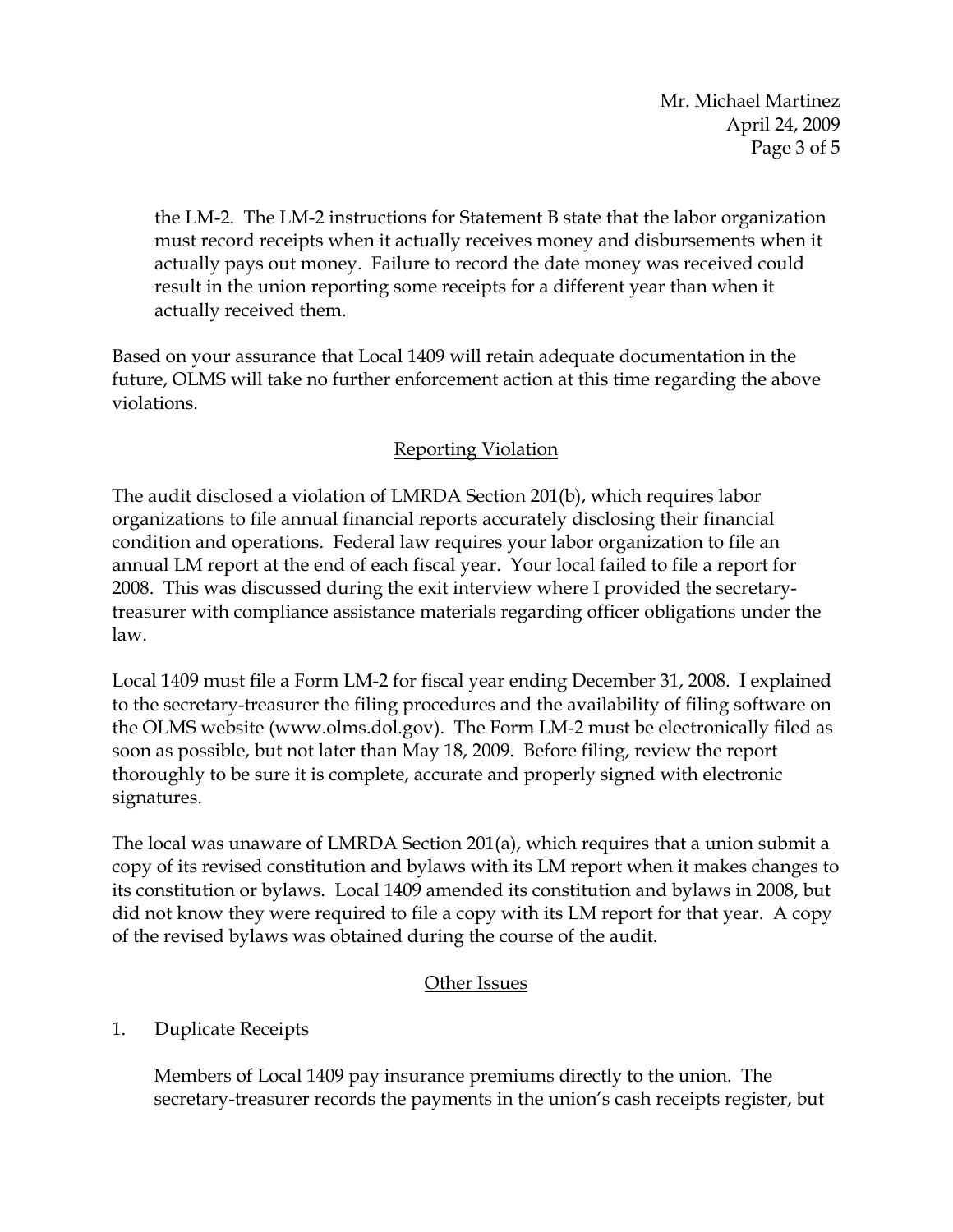the LM-2. The LM-2 instructions for Statement B state that the labor organization must record receipts when it actually receives money and disbursements when it actually pays out money. Failure to record the date money was received could result in the union reporting some receipts for a different year than when it actually received them.

Based on your assurance that Local 1409 will retain adequate documentation in the future, OLMS will take no further enforcement action at this time regarding the above violations.

## Reporting Violation

The audit disclosed a violation of LMRDA Section 201(b), which requires labor organizations to file annual financial reports accurately disclosing their financial condition and operations. Federal law requires your labor organization to file an annual LM report at the end of each fiscal year. Your local failed to file a report for 2008. This was discussed during the exit interview where I provided the secretary-treasurer with compliance assistance materials regarding officer obligations under the law.

Local 1409 must file a Form LM-2 for fiscal year ending December 31, 2008. I explained to the secretary-treasurer the filing procedures and the availability of filing software on the OLMS website (www.olms.dol.gov). The Form LM-2 must be electronically filed as soon as possible, but not later than May 18, 2009. Before filing, review the report thoroughly to be sure it is complete, accurate and properly signed with electronic signatures.

The local was unaware of LMRDA Section 201(a), which requires that a union submit a copy of its revised constitution and bylaws with its LM report when it makes changes to its constitution or bylaws. Local 1409 amended its constitution and bylaws in 2008, but did not know they were required to file a copy with its LM report for that year. A copy of the revised bylaws was obtained during the course of the audit.

## Other Issues

1. Duplicate Receipts

   Members of Local 1409 pay insurance premiums directly to the union. The secretary-treasurer records the payments in the union's cash receipts register, but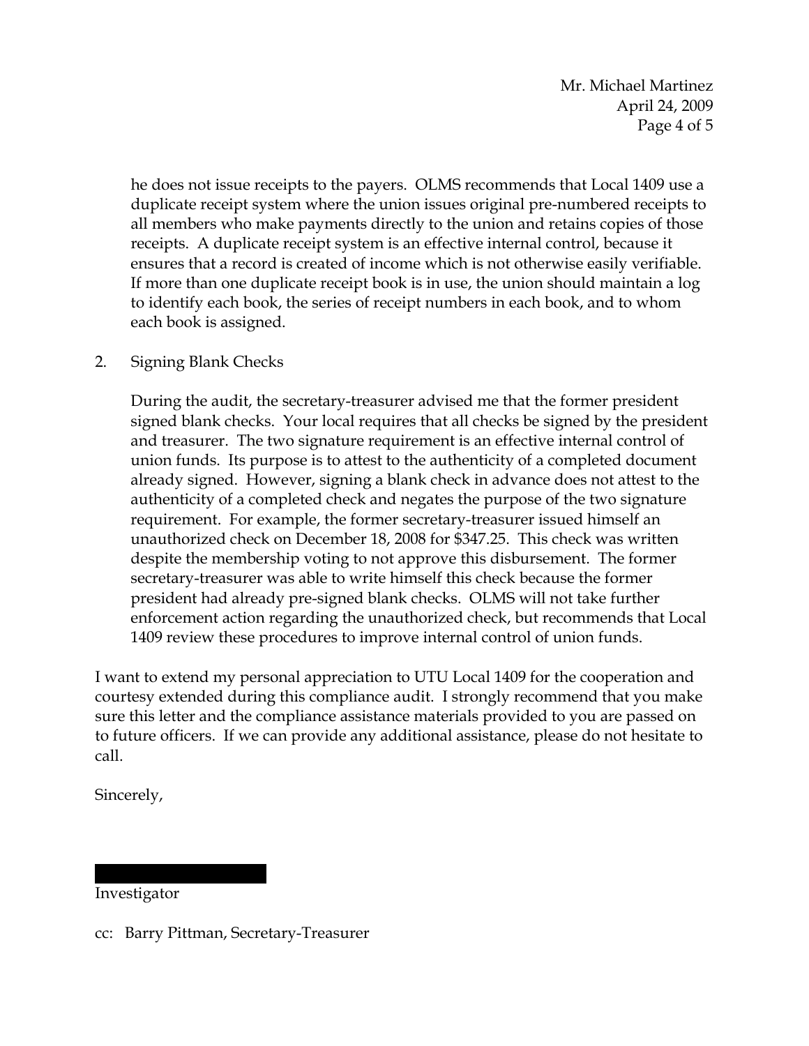he does not issue receipts to the payers. OLMS recommends that Local 1409 use a duplicate receipt system where the union issues original pre-numbered receipts to all members who make payments directly to the union and retains copies of those receipts. A duplicate receipt system is an effective internal control, because it ensures that a record is created of income which is not otherwise easily verifiable. If more than one duplicate receipt book is in use, the union should maintain a log to identify each book, the series of receipt numbers in each book, and to whom each book is assigned.

2. Signing Blank Checks

   During the audit, the secretary-treasurer advised me that the former president signed blank checks. Your local requires that all checks be signed by the president and treasurer. The two signature requirement is an effective internal control of union funds. Its purpose is to attest to the authenticity of a completed document already signed. However, signing a blank check in advance does not attest to the authenticity of a completed check and negates the purpose of the two signature requirement. For example, the former secretary-treasurer issued himself an unauthorized check on December 18, 2008 for $347.25. This check was written despite the membership voting to not approve this disbursement. The former secretary-treasurer was able to write himself this check because the former president had already pre-signed blank checks. OLMS will not take further enforcement action regarding the unauthorized check, but recommends that Local 1409 review these procedures to improve internal control of union funds.

I want to extend my personal appreciation to UTU Local 1409 for the cooperation and courtesy extended during this compliance audit. I strongly recommend that you make sure this letter and the compliance assistance materials provided to you are passed on to future officers. If we can provide any additional assistance, please do not hesitate to call.

Sincerely,

Investigator

cc: Barry Pittman, Secretary-Treasurer